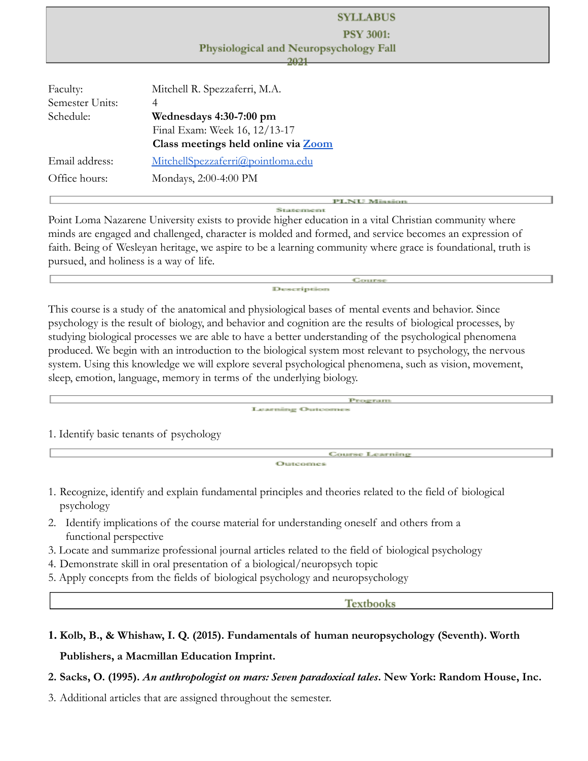# SYLLABUS

# PSY 3001: Physiological and Neuropsychology Fall 2021

| | |
|---|---|
| Faculty: | Mitchell R. Spezzaferri, M.A. |
| Semester Units: | 4 |
| Schedule: | **Wednesdays 4:30-7:00 pm** |
| | Final Exam: Week 16, 12/13-17 |
| | **Class meetings held online via Zoom** |
| Email address: | MitchellSpezzaferri@pointloma.edu |
| Office hours: | Mondays, 2:00-4:00 PM |

## PLNU Mission Statement

Point Loma Nazarene University exists to provide higher education in a vital Christian community where minds are engaged and challenged, character is molded and formed, and service becomes an expression of faith. Being of Wesleyan heritage, we aspire to be a learning community where grace is foundational, truth is pursued, and holiness is a way of life.

## Course Description

This course is a study of the anatomical and physiological bases of mental events and behavior. Since psychology is the result of biology, and behavior and cognition are the results of biological processes, by studying biological processes we are able to have a better understanding of the psychological phenomena produced. We begin with an introduction to the biological system most relevant to psychology, the nervous system. Using this knowledge we will explore several psychological phenomena, such as vision, movement, sleep, emotion, language, memory in terms of the underlying biology.

## Program Learning Outcomes

1. Identify basic tenants of psychology

## Course Learning Outcomes

1. Recognize, identify and explain fundamental principles and theories related to the field of biological psychology
2. Identify implications of the course material for understanding oneself and others from a functional perspective
3. Locate and summarize professional journal articles related to the field of biological psychology
4. Demonstrate skill in oral presentation of a biological/neuropsych topic
5. Apply concepts from the fields of biological psychology and neuropsychology

## Textbooks

1. **Kolb, B., & Whishaw, I. Q. (2015). Fundamentals of human neuropsychology (Seventh). Worth Publishers, a Macmillan Education Imprint.**
2. **Sacks, O. (1995). *An anthropologist on mars: Seven paradoxical tales*. New York: Random House, Inc.**
3. Additional articles that are assigned throughout the semester.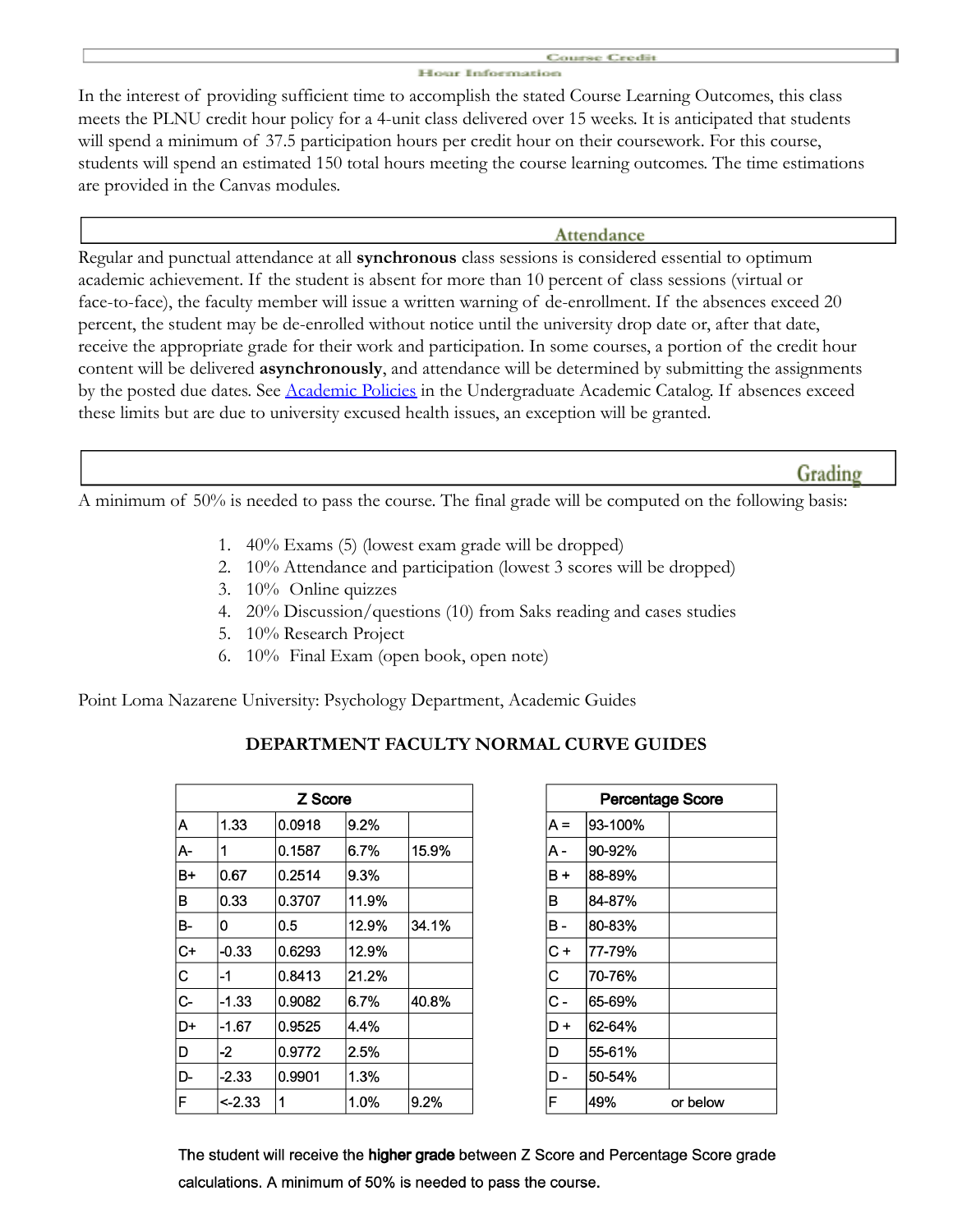## Course Credit Hour Information

In the interest of providing sufficient time to accomplish the stated Course Learning Outcomes, this class meets the PLNU credit hour policy for a 4-unit class delivered over 15 weeks. It is anticipated that students will spend a minimum of 37.5 participation hours per credit hour on their coursework. For this course, students will spend an estimated 150 total hours meeting the course learning outcomes. The time estimations are provided in the Canvas modules.

## Attendance

Regular and punctual attendance at all **synchronous** class sessions is considered essential to optimum academic achievement. If the student is absent for more than 10 percent of class sessions (virtual or face-to-face), the faculty member will issue a written warning of de-enrollment. If the absences exceed 20 percent, the student may be de-enrolled without notice until the university drop date or, after that date, receive the appropriate grade for their work and participation. In some courses, a portion of the credit hour content will be delivered **asynchronously**, and attendance will be determined by submitting the assignments by the posted due dates. See Academic Policies in the Undergraduate Academic Catalog. If absences exceed these limits but are due to university excused health issues, an exception will be granted.

## Grading

A minimum of 50% is needed to pass the course. The final grade will be computed on the following basis:

1. 40% Exams (5) (lowest exam grade will be dropped)
2. 10% Attendance and participation (lowest 3 scores will be dropped)
3. 10% Online quizzes
4. 20% Discussion/questions (10) from Saks reading and cases studies
5. 10% Research Project
6. 10% Final Exam (open book, open note)

Point Loma Nazarene University: Psychology Department, Academic Guides

**DEPARTMENT FACULTY NORMAL CURVE GUIDES**

| Z Score | | | | |
|---|---|---|---|---|
| A | 1.33 | 0.0918 | 9.2% | |
| A- | 1 | 0.1587 | 6.7% | 15.9% |
| B+ | 0.67 | 0.2514 | 9.3% | |
| B | 0.33 | 0.3707 | 11.9% | |
| B- | 0 | 0.5 | 12.9% | 34.1% |
| C+ | -0.33 | 0.6293 | 12.9% | |
| C | -1 | 0.8413 | 21.2% | |
| C- | -1.33 | 0.9082 | 6.7% | 40.8% |
| D+ | -1.67 | 0.9525 | 4.4% | |
| D | -2 | 0.9772 | 2.5% | |
| D- | -2.33 | 0.9901 | 1.3% | |
| F | <-2.33 | 1 | 1.0% | 9.2% |

| Percentage Score | | |
|---|---|---|
| A = | 93-100% | |
| A - | 90-92% | |
| B + | 88-89% | |
| B | 84-87% | |
| B - | 80-83% | |
| C + | 77-79% | |
| C | 70-76% | |
| C - | 65-69% | |
| D + | 62-64% | |
| D | 55-61% | |
| D - | 50-54% | |
| F | 49% | or below |

The student will receive the **higher grade** between Z Score and Percentage Score grade calculations. A minimum of 50% is needed to pass the course.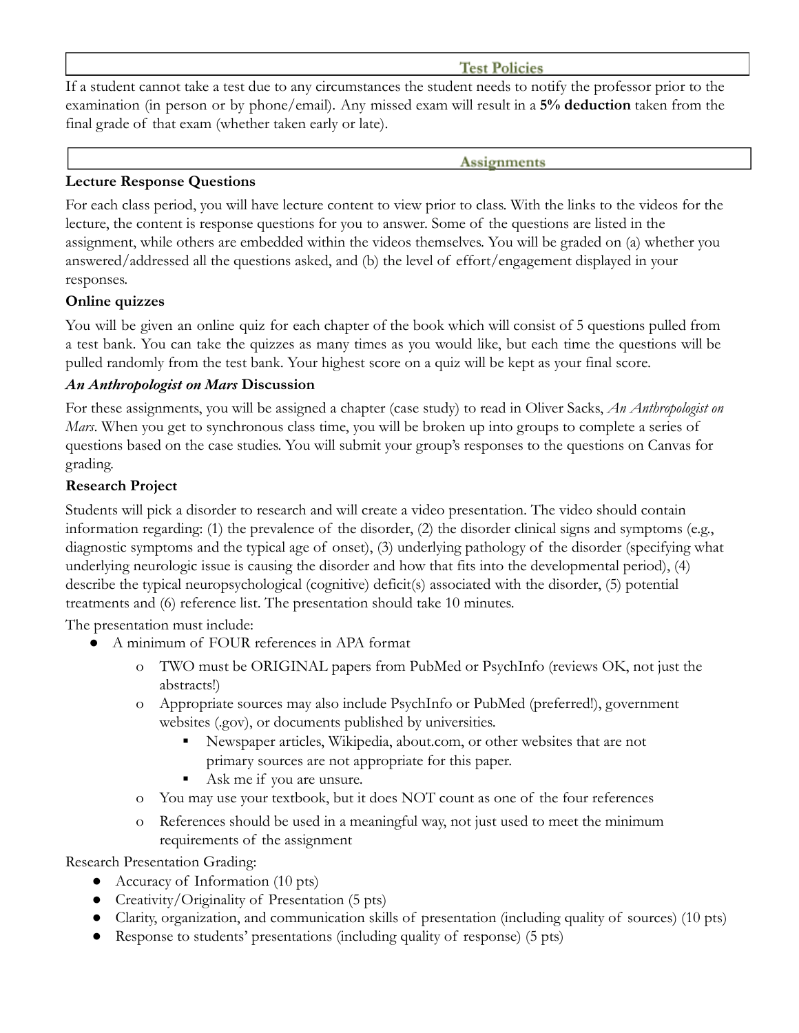## Test Policies

If a student cannot take a test due to any circumstances the student needs to notify the professor prior to the examination (in person or by phone/email). Any missed exam will result in a **5% deduction** taken from the final grade of that exam (whether taken early or late).

## Assignments

**Lecture Response Questions**

For each class period, you will have lecture content to view prior to class. With the links to the videos for the lecture, the content is response questions for you to answer. Some of the questions are listed in the assignment, while others are embedded within the videos themselves. You will be graded on (a) whether you answered/addressed all the questions asked, and (b) the level of effort/engagement displayed in your responses.

**Online quizzes**

You will be given an online quiz for each chapter of the book which will consist of 5 questions pulled from a test bank. You can take the quizzes as many times as you would like, but each time the questions will be pulled randomly from the test bank. Your highest score on a quiz will be kept as your final score.

***An Anthropologist on Mars*** **Discussion**

For these assignments, you will be assigned a chapter (case study) to read in Oliver Sacks, *An Anthropologist on Mars*. When you get to synchronous class time, you will be broken up into groups to complete a series of questions based on the case studies. You will submit your group's responses to the questions on Canvas for grading.

**Research Project**

Students will pick a disorder to research and will create a video presentation. The video should contain information regarding: (1) the prevalence of the disorder, (2) the disorder clinical signs and symptoms (e.g., diagnostic symptoms and the typical age of onset), (3) underlying pathology of the disorder (specifying what underlying neurologic issue is causing the disorder and how that fits into the developmental period), (4) describe the typical neuropsychological (cognitive) deficit(s) associated with the disorder, (5) potential treatments and (6) reference list. The presentation should take 10 minutes.

The presentation must include:

- A minimum of FOUR references in APA format
  - TWO must be ORIGINAL papers from PubMed or PsychInfo (reviews OK, not just the abstracts!)
  - Appropriate sources may also include PsychInfo or PubMed (preferred!), government websites (.gov), or documents published by universities.
    - Newspaper articles, Wikipedia, about.com, or other websites that are not primary sources are not appropriate for this paper.
    - Ask me if you are unsure.
  - You may use your textbook, but it does NOT count as one of the four references
  - References should be used in a meaningful way, not just used to meet the minimum requirements of the assignment

Research Presentation Grading:

- Accuracy of Information (10 pts)
- Creativity/Originality of Presentation (5 pts)
- Clarity, organization, and communication skills of presentation (including quality of sources) (10 pts)
- Response to students' presentations (including quality of response) (5 pts)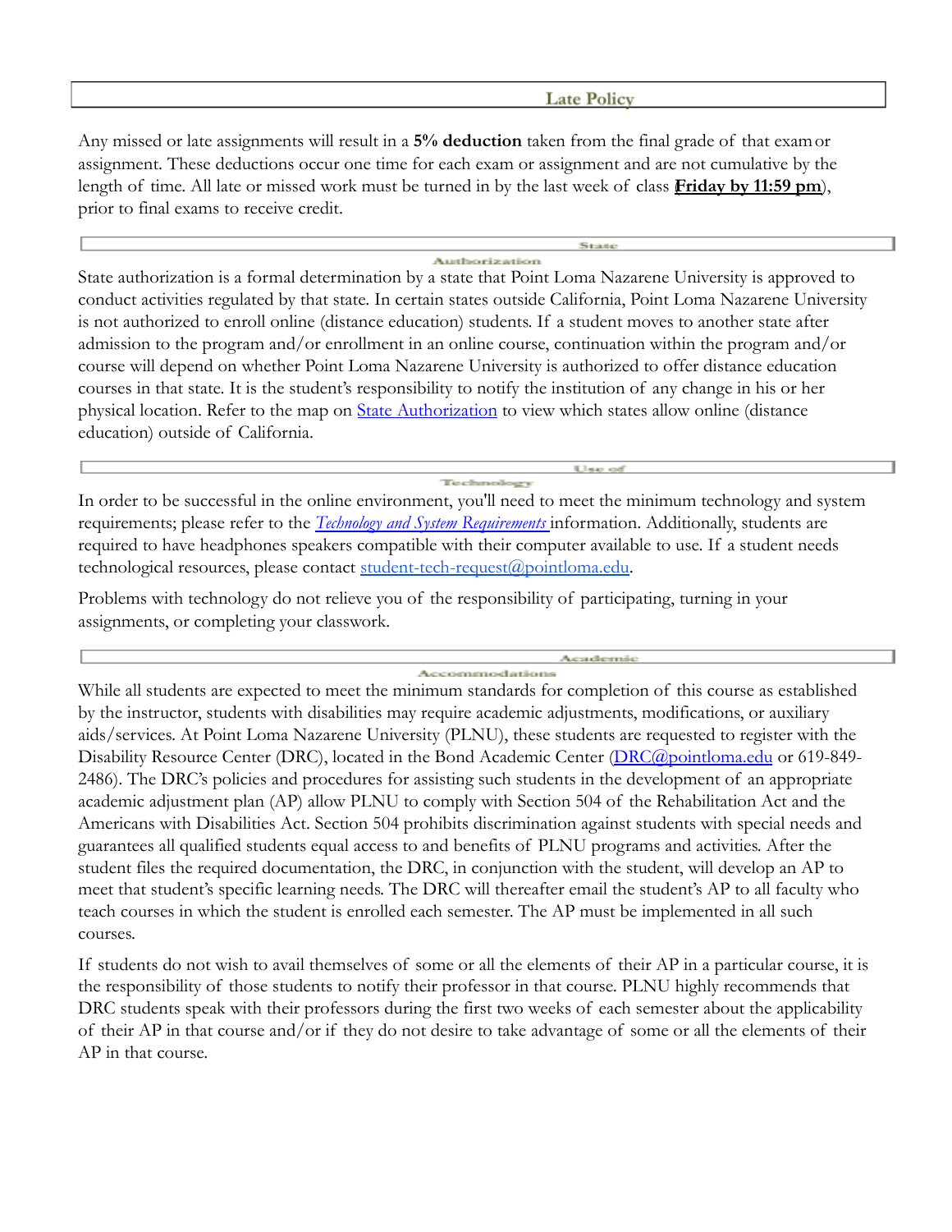## Late Policy

Any missed or late assignments will result in a **5% deduction** taken from the final grade of that exam or assignment. These deductions occur one time for each exam or assignment and are not cumulative by the length of time. All late or missed work must be turned in by the last week of class (**Friday by 11:59 pm**), prior to final exams to receive credit.

## State Authorization

State authorization is a formal determination by a state that Point Loma Nazarene University is approved to conduct activities regulated by that state. In certain states outside California, Point Loma Nazarene University is not authorized to enroll online (distance education) students. If a student moves to another state after admission to the program and/or enrollment in an online course, continuation within the program and/or course will depend on whether Point Loma Nazarene University is authorized to offer distance education courses in that state. It is the student's responsibility to notify the institution of any change in his or her physical location. Refer to the map on State Authorization to view which states allow online (distance education) outside of California.

## Use of Technology

In order to be successful in the online environment, you'll need to meet the minimum technology and system requirements; please refer to the *Technology and System Requirements* information. Additionally, students are required to have headphones speakers compatible with their computer available to use. If a student needs technological resources, please contact student-tech-request@pointloma.edu.

Problems with technology do not relieve you of the responsibility of participating, turning in your assignments, or completing your classwork.

## Academic Accommodations

While all students are expected to meet the minimum standards for completion of this course as established by the instructor, students with disabilities may require academic adjustments, modifications, or auxiliary aids/services. At Point Loma Nazarene University (PLNU), these students are requested to register with the Disability Resource Center (DRC), located in the Bond Academic Center (DRC@pointloma.edu or 619-849-2486). The DRC's policies and procedures for assisting such students in the development of an appropriate academic adjustment plan (AP) allow PLNU to comply with Section 504 of the Rehabilitation Act and the Americans with Disabilities Act. Section 504 prohibits discrimination against students with special needs and guarantees all qualified students equal access to and benefits of PLNU programs and activities. After the student files the required documentation, the DRC, in conjunction with the student, will develop an AP to meet that student's specific learning needs. The DRC will thereafter email the student's AP to all faculty who teach courses in which the student is enrolled each semester. The AP must be implemented in all such courses.

If students do not wish to avail themselves of some or all the elements of their AP in a particular course, it is the responsibility of those students to notify their professor in that course. PLNU highly recommends that DRC students speak with their professors during the first two weeks of each semester about the applicability of their AP in that course and/or if they do not desire to take advantage of some or all the elements of their AP in that course.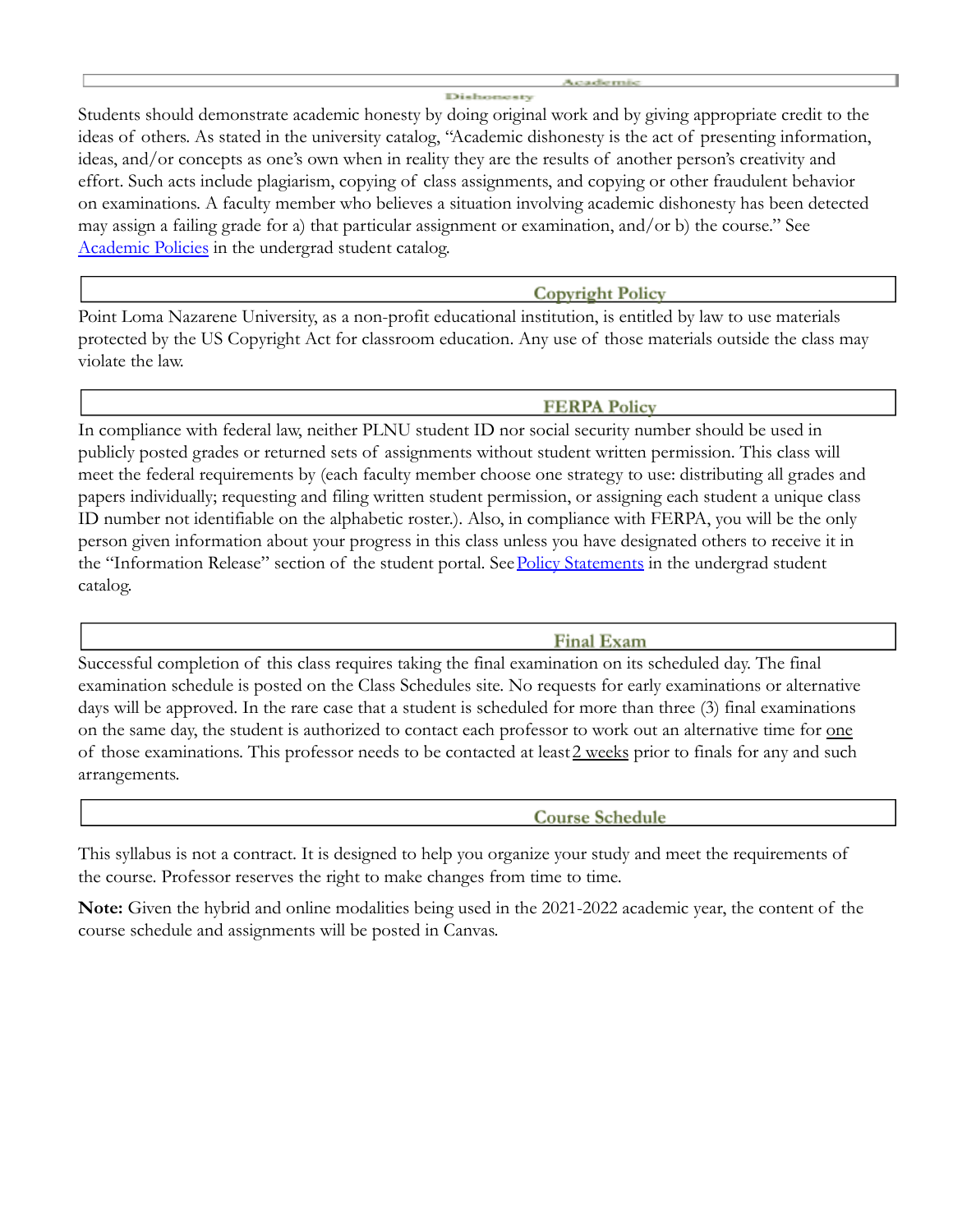## Academic Dishonesty

Students should demonstrate academic honesty by doing original work and by giving appropriate credit to the ideas of others. As stated in the university catalog, "Academic dishonesty is the act of presenting information, ideas, and/or concepts as one's own when in reality they are the results of another person's creativity and effort. Such acts include plagiarism, copying of class assignments, and copying or other fraudulent behavior on examinations. A faculty member who believes a situation involving academic dishonesty has been detected may assign a failing grade for a) that particular assignment or examination, and/or b) the course." See Academic Policies in the undergrad student catalog.

## Copyright Policy

Point Loma Nazarene University, as a non-profit educational institution, is entitled by law to use materials protected by the US Copyright Act for classroom education. Any use of those materials outside the class may violate the law.

## FERPA Policy

In compliance with federal law, neither PLNU student ID nor social security number should be used in publicly posted grades or returned sets of assignments without student written permission. This class will meet the federal requirements by (each faculty member choose one strategy to use: distributing all grades and papers individually; requesting and filing written student permission, or assigning each student a unique class ID number not identifiable on the alphabetic roster.). Also, in compliance with FERPA, you will be the only person given information about your progress in this class unless you have designated others to receive it in the "Information Release" section of the student portal. See Policy Statements in the undergrad student catalog.

## Final Exam

Successful completion of this class requires taking the final examination on its scheduled day. The final examination schedule is posted on the Class Schedules site. No requests for early examinations or alternative days will be approved. In the rare case that a student is scheduled for more than three (3) final examinations on the same day, the student is authorized to contact each professor to work out an alternative time for one of those examinations. This professor needs to be contacted at least 2 weeks prior to finals for any and such arrangements.

## Course Schedule

This syllabus is not a contract. It is designed to help you organize your study and meet the requirements of the course. Professor reserves the right to make changes from time to time.

**Note:** Given the hybrid and online modalities being used in the 2021-2022 academic year, the content of the course schedule and assignments will be posted in Canvas.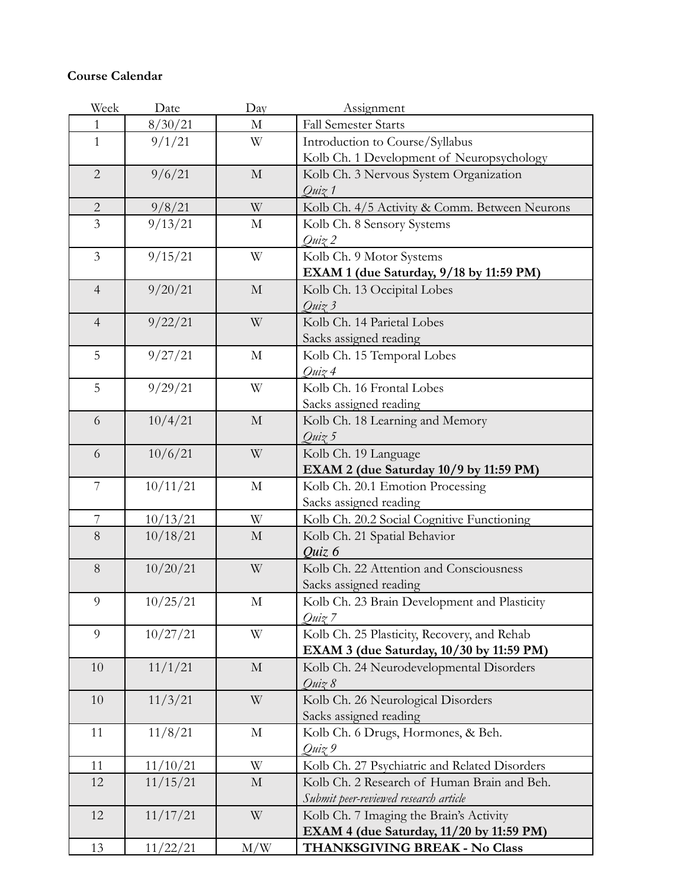**Course Calendar**

| Week | Date | Day | Assignment |
| --- | --- | --- | --- |
| 1 | 8/30/21 | M | Fall Semester Starts |
| 1 | 9/1/21 | W | Introduction to Course/Syllabus<br>Kolb Ch. 1 Development of Neuropsychology |
| 2 | 9/6/21 | M | Kolb Ch. 3 Nervous System Organization<br>*Quiz 1* |
| 2 | 9/8/21 | W | Kolb Ch. 4/5 Activity & Comm. Between Neurons |
| 3 | 9/13/21 | M | Kolb Ch. 8 Sensory Systems<br>*Quiz 2* |
| 3 | 9/15/21 | W | Kolb Ch. 9 Motor Systems<br>**EXAM 1 (due Saturday, 9/18 by 11:59 PM)** |
| 4 | 9/20/21 | M | Kolb Ch. 13 Occipital Lobes<br>*Quiz 3* |
| 4 | 9/22/21 | W | Kolb Ch. 14 Parietal Lobes<br>Sacks assigned reading |
| 5 | 9/27/21 | M | Kolb Ch. 15 Temporal Lobes<br>*Quiz 4* |
| 5 | 9/29/21 | W | Kolb Ch. 16 Frontal Lobes<br>Sacks assigned reading |
| 6 | 10/4/21 | M | Kolb Ch. 18 Learning and Memory<br>*Quiz 5* |
| 6 | 10/6/21 | W | Kolb Ch. 19 Language<br>**EXAM 2 (due Saturday 10/9 by 11:59 PM)** |
| 7 | 10/11/21 | M | Kolb Ch. 20.1 Emotion Processing<br>Sacks assigned reading |
| 7 | 10/13/21 | W | Kolb Ch. 20.2 Social Cognitive Functioning |
| 8 | 10/18/21 | M | Kolb Ch. 21 Spatial Behavior<br>***Quiz 6*** |
| 8 | 10/20/21 | W | Kolb Ch. 22 Attention and Consciousness<br>Sacks assigned reading |
| 9 | 10/25/21 | M | Kolb Ch. 23 Brain Development and Plasticity<br>*Quiz 7* |
| 9 | 10/27/21 | W | Kolb Ch. 25 Plasticity, Recovery, and Rehab<br>**EXAM 3 (due Saturday, 10/30 by 11:59 PM)** |
| 10 | 11/1/21 | M | Kolb Ch. 24 Neurodevelopmental Disorders<br>*Quiz 8* |
| 10 | 11/3/21 | W | Kolb Ch. 26 Neurological Disorders<br>Sacks assigned reading |
| 11 | 11/8/21 | M | Kolb Ch. 6 Drugs, Hormones, & Beh.<br>*Quiz 9* |
| 11 | 11/10/21 | W | Kolb Ch. 27 Psychiatric and Related Disorders |
| 12 | 11/15/21 | M | Kolb Ch. 2 Research of Human Brain and Beh.<br>*Submit peer-reviewed research article* |
| 12 | 11/17/21 | W | Kolb Ch. 7 Imaging the Brain's Activity<br>**EXAM 4 (due Saturday, 11/20 by 11:59 PM)** |
| 13 | 11/22/21 | M/W | **THANKSGIVING BREAK - No Class** |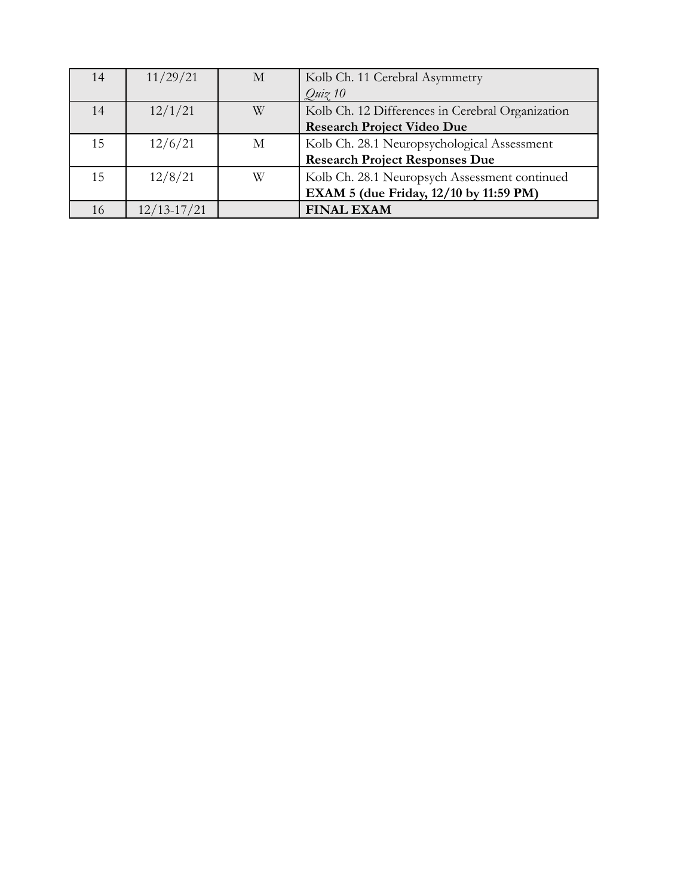| | | | |
|---|---|---|---|
| 14 | 11/29/21 | M | Kolb Ch. 11 Cerebral Asymmetry<br>*Quiz 10* |
| 14 | 12/1/21 | W | Kolb Ch. 12 Differences in Cerebral Organization<br>**Research Project Video Due** |
| 15 | 12/6/21 | M | Kolb Ch. 28.1 Neuropsychological Assessment<br>**Research Project Responses Due** |
| 15 | 12/8/21 | W | Kolb Ch. 28.1 Neuropsych Assessment continued<br>**EXAM 5 (due Friday, 12/10 by 11:59 PM)** |
| 16 | 12/13-17/21 | | **FINAL EXAM** |